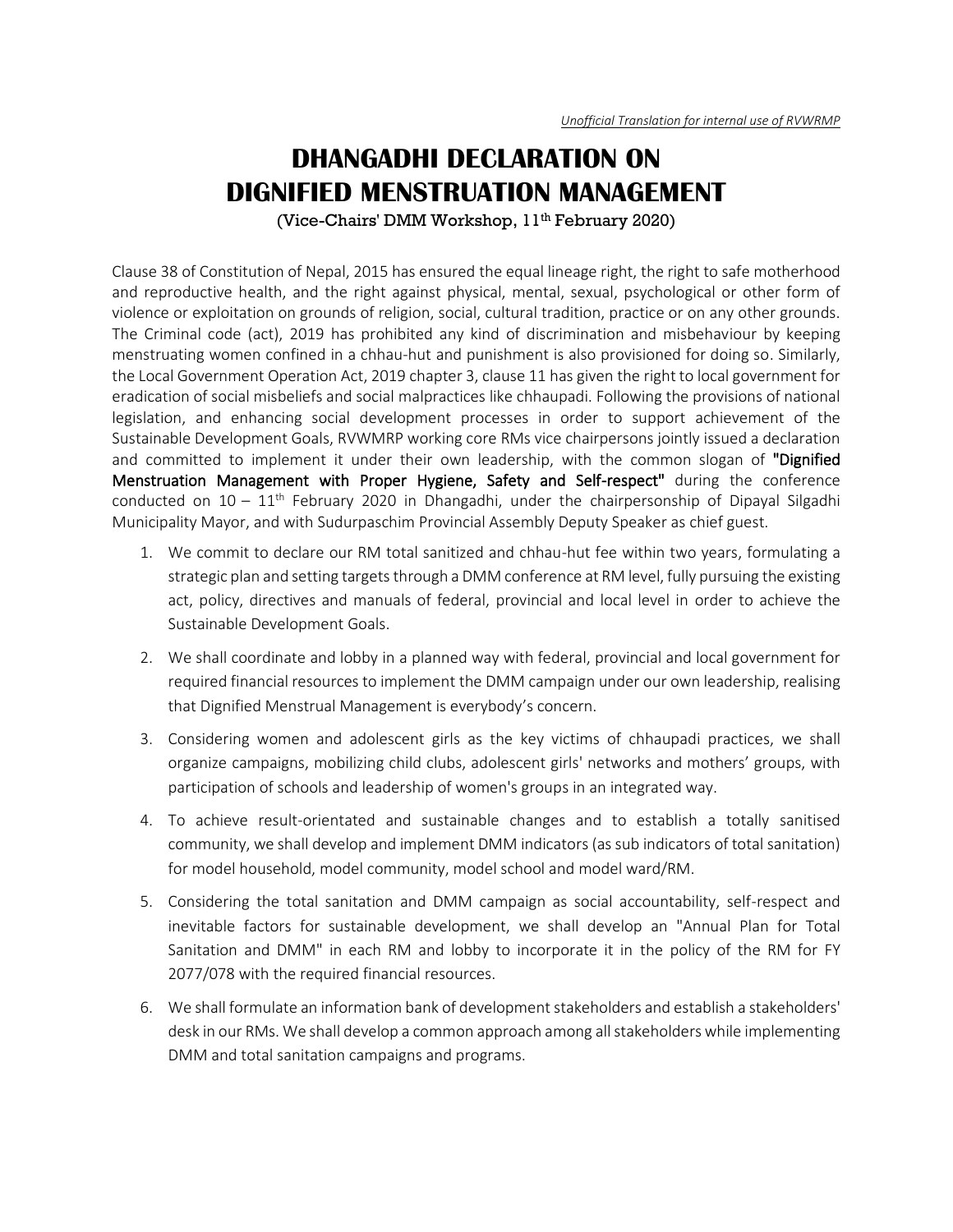*Unofficial Translation for internal use of RVWRMP*

# DHANGADHI DECLARATION ON DIGNIFIED MENSTRUATION MANAGEMENT

(Vice-Chairs' DMM Workshop, 11th February 2020)

Clause 38 of Constitution of Nepal, 2015 has ensured the equal lineage right, the right to safe motherhood and reproductive health, and the right against physical, mental, sexual, psychological or other form of violence or exploitation on grounds of religion, social, cultural tradition, practice or on any other grounds. The Criminal code (act), 2019 has prohibited any kind of discrimination and misbehaviour by keeping menstruating women confined in a chhau-hut and punishment is also provisioned for doing so. Similarly, the Local Government Operation Act, 2019 chapter 3, clause 11 has given the right to local government for eradication of social misbeliefs and social malpractices like chhaupadi. Following the provisions of national legislation, and enhancing social development processes in order to support achievement of the Sustainable Development Goals, RVWMRP working core RMs vice chairpersons jointly issued a declaration and committed to implement it under their own leadership, with the common slogan of **"Dignified Menstruation Management with Proper Hygiene, Safety and Self-respect"** during the conference conducted on 10 – 11th February 2020 in Dhangadhi, under the chairpersonship of Dipayal Silgadhi Municipality Mayor, and with Sudurpaschim Provincial Assembly Deputy Speaker as chief guest.

1. We commit to declare our RM total sanitized and chhau-hut fee within two years, formulating a strategic plan and setting targets through a DMM conference at RM level, fully pursuing the existing act, policy, directives and manuals of federal, provincial and local level in order to achieve the Sustainable Development Goals.

2. We shall coordinate and lobby in a planned way with federal, provincial and local government for required financial resources to implement the DMM campaign under our own leadership, realising that Dignified Menstrual Management is everybody's concern.

3. Considering women and adolescent girls as the key victims of chhaupadi practices, we shall organize campaigns, mobilizing child clubs, adolescent girls' networks and mothers' groups, with participation of schools and leadership of women's groups in an integrated way.

4. To achieve result-orientated and sustainable changes and to establish a totally sanitised community, we shall develop and implement DMM indicators (as sub indicators of total sanitation) for model household, model community, model school and model ward/RM.

5. Considering the total sanitation and DMM campaign as social accountability, self-respect and inevitable factors for sustainable development, we shall develop an "Annual Plan for Total Sanitation and DMM" in each RM and lobby to incorporate it in the policy of the RM for FY 2077/078 with the required financial resources.

6. We shall formulate an information bank of development stakeholders and establish a stakeholders' desk in our RMs. We shall develop a common approach among all stakeholders while implementing DMM and total sanitation campaigns and programs.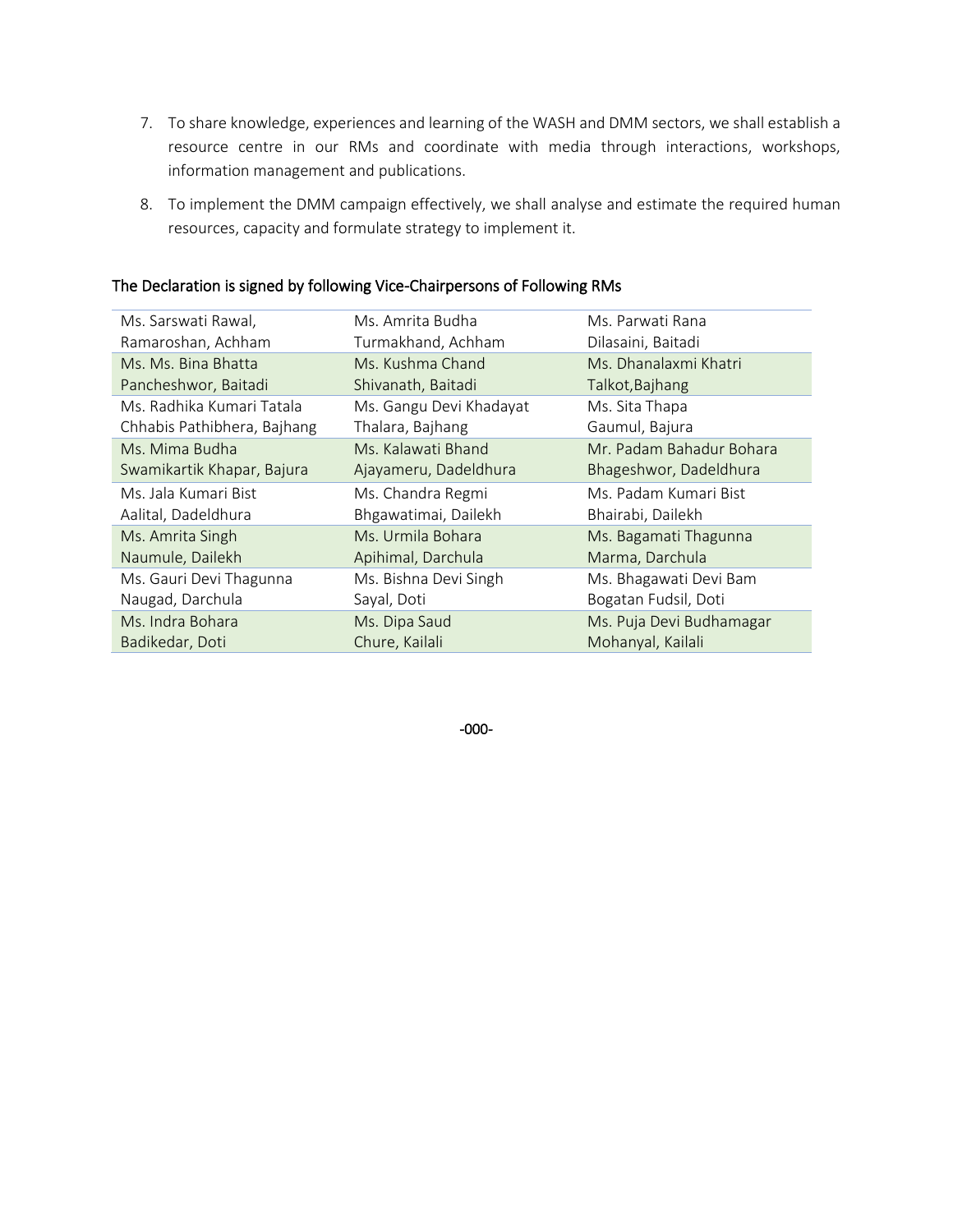7. To share knowledge, experiences and learning of the WASH and DMM sectors, we shall establish a resource centre in our RMs and coordinate with media through interactions, workshops, information management and publications.
8. To implement the DMM campaign effectively, we shall analyse and estimate the required human resources, capacity and formulate strategy to implement it.

The Declaration is signed by following Vice-Chairpersons of Following RMs

| | | |
|---|---|---|
| Ms. Sarswati Rawal,<br>Ramaroshan, Achham | Ms. Amrita Budha<br>Turmakhand, Achham | Ms. Parwati Rana<br>Dilasaini, Baitadi |
| Ms. Ms. Bina Bhatta<br>Pancheshwor, Baitadi | Ms. Kushma Chand<br>Shivanath, Baitadi | Ms. Dhanalaxmi Khatri<br>Talkot,Bajhang |
| Ms. Radhika Kumari Tatala<br>Chhabis Pathibhera, Bajhang | Ms. Gangu Devi Khadayat<br>Thalara, Bajhang | Ms. Sita Thapa<br>Gaumul, Bajura |
| Ms. Mima Budha<br>Swamikartik Khapar, Bajura | Ms. Kalawati Bhand<br>Ajayameru, Dadeldhura | Mr. Padam Bahadur Bohara<br>Bhageshwor, Dadeldhura |
| Ms. Jala Kumari Bist<br>Aalital, Dadeldhura | Ms. Chandra Regmi<br>Bhgawatimai, Dailekh | Ms. Padam Kumari Bist<br>Bhairabi, Dailekh |
| Ms. Amrita Singh<br>Naumule, Dailekh | Ms. Urmila Bohara<br>Apihimal, Darchula | Ms. Bagamati Thagunna<br>Marma, Darchula |
| Ms. Gauri Devi Thagunna<br>Naugad, Darchula | Ms. Bishna Devi Singh<br>Sayal, Doti | Ms. Bhagawati Devi Bam<br>Bogatan Fudsil, Doti |
| Ms. Indra Bohara<br>Badikedar, Doti | Ms. Dipa Saud<br>Chure, Kailali | Ms. Puja Devi Budhamagar<br>Mohanyal, Kailali |

-000-